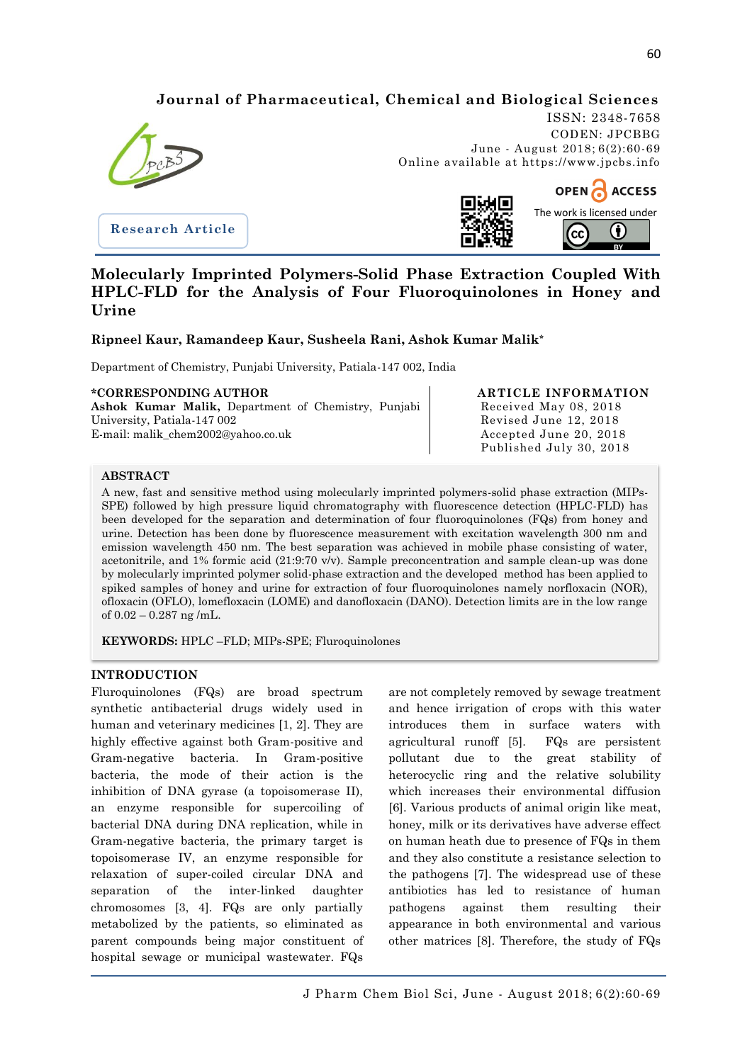Journal of Pharmaceutical, Chemical and Biological Sciences

ISSN: 2348-7658
CODEN: JPCBBG
June - August 2018; 6(2):60-69
Online available at https://www.jpcbs.info

OPEN ACCESS
The work is licensed under

Research Article

# Molecularly Imprinted Polymers-Solid Phase Extraction Coupled With HPLC-FLD for the Analysis of Four Fluoroquinolones in Honey and Urine

**Ripneel Kaur, Ramandeep Kaur, Susheela Rani, Ashok Kumar Malik***

Department of Chemistry, Punjabi University, Patiala-147 002, India

**\*CORRESPONDING AUTHOR**
**Ashok Kumar Malik,** Department of Chemistry, Punjabi University, Patiala-147 002
E-mail: malik_chem2002@yahoo.co.uk

**ARTICLE INFORMATION**
Received May 08, 2018
Revised June 12, 2018
Accepted June 20, 2018
Published July 30, 2018

## ABSTRACT

A new, fast and sensitive method using molecularly imprinted polymers-solid phase extraction (MIPs-SPE) followed by high pressure liquid chromatography with fluorescence detection (HPLC-FLD) has been developed for the separation and determination of four fluoroquinolones (FQs) from honey and urine. Detection has been done by fluorescence measurement with excitation wavelength 300 nm and emission wavelength 450 nm. The best separation was achieved in mobile phase consisting of water, acetonitrile, and 1% formic acid (21:9:70 v/v). Sample preconcentration and sample clean-up was done by molecularly imprinted polymer solid-phase extraction and the developed method has been applied to spiked samples of honey and urine for extraction of four fluoroquinolones namely norfloxacin (NOR), ofloxacin (OFLO), lomefloxacin (LOME) and danofloxacin (DANO). Detection limits are in the low range of 0.02 – 0.287 ng /mL.

**KEYWORDS:** HPLC –FLD; MIPs-SPE; Fluroquinolones

## INTRODUCTION

Fluroquinolones (FQs) are broad spectrum synthetic antibacterial drugs widely used in human and veterinary medicines [1, 2]. They are highly effective against both Gram-positive and Gram-negative bacteria. In Gram-positive bacteria, the mode of their action is the inhibition of DNA gyrase (a topoisomerase II), an enzyme responsible for supercoiling of bacterial DNA during DNA replication, while in Gram-negative bacteria, the primary target is topoisomerase IV, an enzyme responsible for relaxation of super-coiled circular DNA and separation of the inter-linked daughter chromosomes [3, 4]. FQs are only partially metabolized by the patients, so eliminated as parent compounds being major constituent of hospital sewage or municipal wastewater. FQs are not completely removed by sewage treatment and hence irrigation of crops with this water introduces them in surface waters with agricultural runoff [5]. FQs are persistent pollutant due to the great stability of heterocyclic ring and the relative solubility which increases their environmental diffusion [6]. Various products of animal origin like meat, honey, milk or its derivatives have adverse effect on human heath due to presence of FQs in them and they also constitute a resistance selection to the pathogens [7]. The widespread use of these antibiotics has led to resistance of human pathogens against them resulting their appearance in both environmental and various other matrices [8]. Therefore, the study of FQs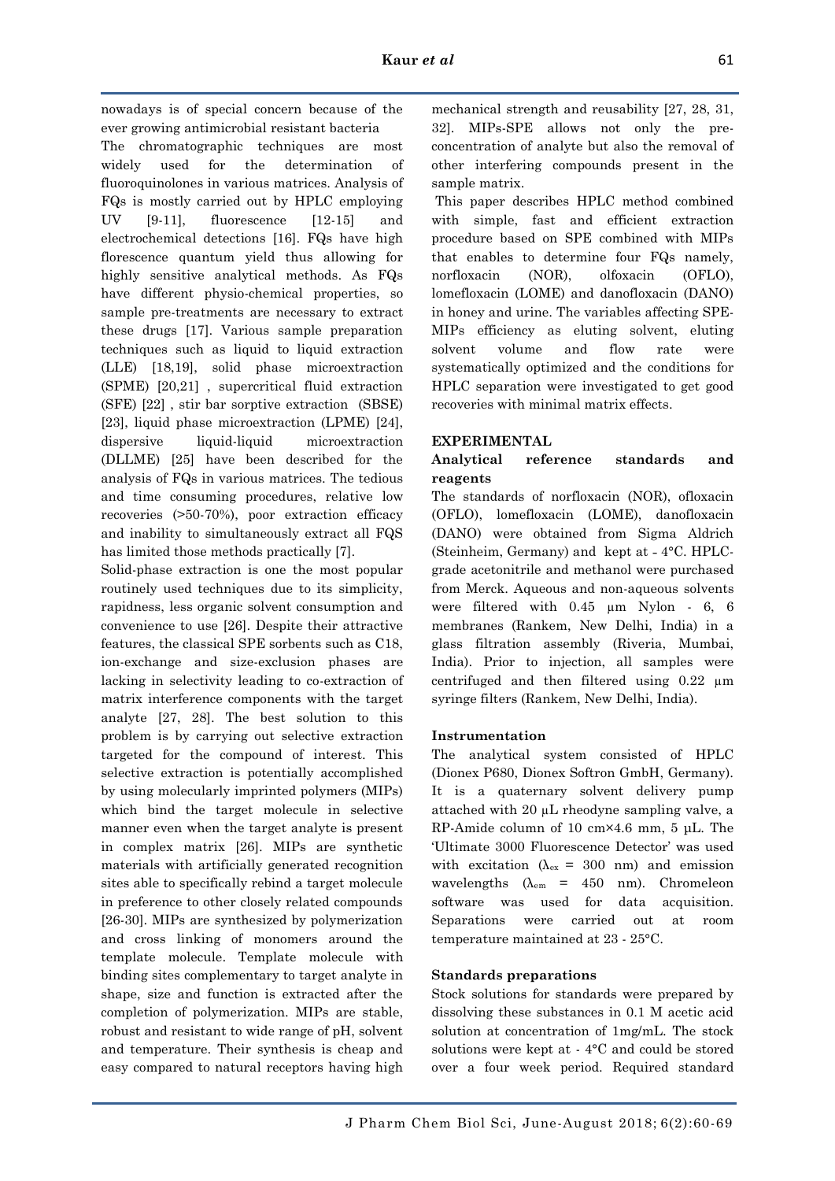nowadays is of special concern because of the ever growing antimicrobial resistant bacteria

The chromatographic techniques are most widely used for the determination of fluoroquinolones in various matrices. Analysis of FQs is mostly carried out by HPLC employing UV [9-11], fluorescence [12-15] and electrochemical detections [16]. FQs have high florescence quantum yield thus allowing for highly sensitive analytical methods. As FQs have different physio-chemical properties, so sample pre-treatments are necessary to extract these drugs [17]. Various sample preparation techniques such as liquid to liquid extraction (LLE) [18,19], solid phase microextraction (SPME) [20,21] , supercritical fluid extraction (SFE) [22] , stir bar sorptive extraction (SBSE) [23], liquid phase microextraction (LPME) [24], dispersive liquid-liquid microextraction (DLLME) [25] have been described for the analysis of FQs in various matrices. The tedious and time consuming procedures, relative low recoveries (>50-70%), poor extraction efficacy and inability to simultaneously extract all FQS has limited those methods practically [7].

Solid-phase extraction is one the most popular routinely used techniques due to its simplicity, rapidness, less organic solvent consumption and convenience to use [26]. Despite their attractive features, the classical SPE sorbents such as C18, ion-exchange and size-exclusion phases are lacking in selectivity leading to co-extraction of matrix interference components with the target analyte [27, 28]. The best solution to this problem is by carrying out selective extraction targeted for the compound of interest. This selective extraction is potentially accomplished by using molecularly imprinted polymers (MIPs) which bind the target molecule in selective manner even when the target analyte is present in complex matrix [26]. MIPs are synthetic materials with artificially generated recognition sites able to specifically rebind a target molecule in preference to other closely related compounds [26-30]. MIPs are synthesized by polymerization and cross linking of monomers around the template molecule. Template molecule with binding sites complementary to target analyte in shape, size and function is extracted after the completion of polymerization. MIPs are stable, robust and resistant to wide range of pH, solvent and temperature. Their synthesis is cheap and easy compared to natural receptors having high mechanical strength and reusability [27, 28, 31, 32]. MIPs-SPE allows not only the pre-concentration of analyte but also the removal of other interfering compounds present in the sample matrix.

This paper describes HPLC method combined with simple, fast and efficient extraction procedure based on SPE combined with MIPs that enables to determine four FQs namely, norfloxacin (NOR), olfoxacin (OFLO), lomefloxacin (LOME) and danofloxacin (DANO) in honey and urine. The variables affecting SPE-MIPs efficiency as eluting solvent, eluting solvent volume and flow rate were systematically optimized and the conditions for HPLC separation were investigated to get good recoveries with minimal matrix effects.

## EXPERIMENTAL

### Analytical reference standards and reagents

The standards of norfloxacin (NOR), ofloxacin (OFLO), lomefloxacin (LOME), danofloxacin (DANO) were obtained from Sigma Aldrich (Steinheim, Germany) and kept at - 4°C. HPLC-grade acetonitrile and methanol were purchased from Merck. Aqueous and non-aqueous solvents were filtered with 0.45 µm Nylon - 6, 6 membranes (Rankem, New Delhi, India) in a glass filtration assembly (Riveria, Mumbai, India). Prior to injection, all samples were centrifuged and then filtered using 0.22 µm syringe filters (Rankem, New Delhi, India).

### Instrumentation

The analytical system consisted of HPLC (Dionex P680, Dionex Softron GmbH, Germany). It is a quaternary solvent delivery pump attached with 20 µL rheodyne sampling valve, a RP-Amide column of 10 cm×4.6 mm, 5 µL. The 'Ultimate 3000 Fluorescence Detector' was used with excitation ($\lambda_{ex}$ = 300 nm) and emission wavelengths ($\lambda_{em}$ = 450 nm). Chromeleon software was used for data acquisition. Separations were carried out at room temperature maintained at 23 - 25°C.

### Standards preparations

Stock solutions for standards were prepared by dissolving these substances in 0.1 M acetic acid solution at concentration of 1mg/mL. The stock solutions were kept at - 4°C and could be stored over a four week period. Required standard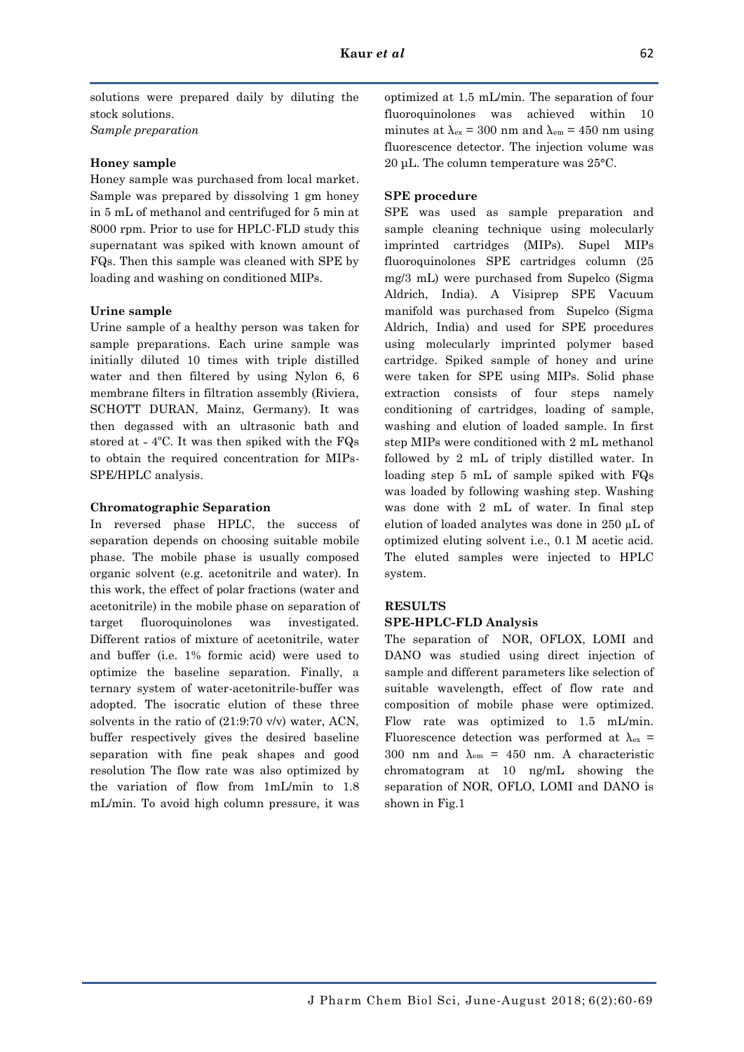solutions were prepared daily by diluting the stock solutions.

*Sample preparation*

### Honey sample

Honey sample was purchased from local market. Sample was prepared by dissolving 1 gm honey in 5 mL of methanol and centrifuged for 5 min at 8000 rpm. Prior to use for HPLC-FLD study this supernatant was spiked with known amount of FQs. Then this sample was cleaned with SPE by loading and washing on conditioned MIPs.

### Urine sample

Urine sample of a healthy person was taken for sample preparations. Each urine sample was initially diluted 10 times with triple distilled water and then filtered by using Nylon 6, 6 membrane filters in filtration assembly (Riviera, SCHOTT DURAN, Mainz, Germany). It was then degassed with an ultrasonic bath and stored at - 4ºC. It was then spiked with the FQs to obtain the required concentration for MIPs-SPE/HPLC analysis.

### Chromatographic Separation

In reversed phase HPLC, the success of separation depends on choosing suitable mobile phase. The mobile phase is usually composed organic solvent (e.g. acetonitrile and water). In this work, the effect of polar fractions (water and acetonitrile) in the mobile phase on separation of target fluoroquinolones was investigated. Different ratios of mixture of acetonitrile, water and buffer (i.e. 1% formic acid) were used to optimize the baseline separation. Finally, a ternary system of water-acetonitrile-buffer was adopted. The isocratic elution of these three solvents in the ratio of (21:9:70 v/v) water, ACN, buffer respectively gives the desired baseline separation with fine peak shapes and good resolution The flow rate was also optimized by the variation of flow from 1mL/min to 1.8 mL/min. To avoid high column pressure, it was optimized at 1.5 mL/min. The separation of four fluoroquinolones was achieved within 10 minutes at $\lambda_{ex}$ = 300 nm and $\lambda_{em}$ = 450 nm using fluorescence detector. The injection volume was 20 µL. The column temperature was 25°C.

### SPE procedure

SPE was used as sample preparation and sample cleaning technique using molecularly imprinted cartridges (MIPs). Supel MIPs fluoroquinolones SPE cartridges column (25 mg/3 mL) were purchased from Supelco (Sigma Aldrich, India). A Visiprep SPE Vacuum manifold was purchased from Supelco (Sigma Aldrich, India) and used for SPE procedures using molecularly imprinted polymer based cartridge. Spiked sample of honey and urine were taken for SPE using MIPs. Solid phase extraction consists of four steps namely conditioning of cartridges, loading of sample, washing and elution of loaded sample. In first step MIPs were conditioned with 2 mL methanol followed by 2 mL of triply distilled water. In loading step 5 mL of sample spiked with FQs was loaded by following washing step. Washing was done with 2 mL of water. In final step elution of loaded analytes was done in 250 µL of optimized eluting solvent i.e., 0.1 M acetic acid. The eluted samples were injected to HPLC system.

## RESULTS

### SPE-HPLC-FLD Analysis

The separation of NOR, OFLOX, LOMI and DANO was studied using direct injection of sample and different parameters like selection of suitable wavelength, effect of flow rate and composition of mobile phase were optimized. Flow rate was optimized to 1.5 mL/min. Fluorescence detection was performed at $\lambda_{ex}$ = 300 nm and $\lambda_{em}$ = 450 nm. A characteristic chromatogram at 10 ng/mL showing the separation of NOR, OFLO, LOMI and DANO is shown in Fig.1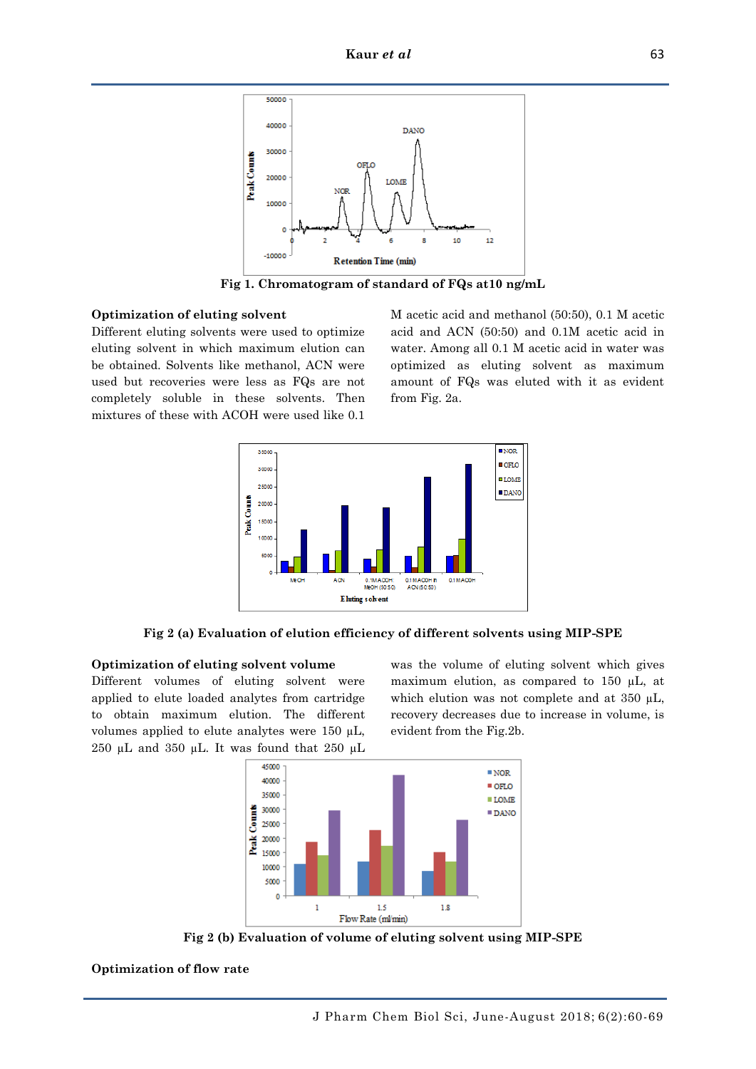Fig 1. Chromatogram of standard of FQs at10 ng/mL

### Optimization of eluting solvent

Different eluting solvents were used to optimize eluting solvent in which maximum elution can be obtained. Solvents like methanol, ACN were used but recoveries were less as FQs are not completely soluble in these solvents. Then mixtures of these with ACOH were used like 0.1 M acetic acid and methanol (50:50), 0.1 M acetic acid and ACN (50:50) and 0.1M acetic acid in water. Among all 0.1 M acetic acid in water was optimized as eluting solvent as maximum amount of FQs was eluted with it as evident from Fig. 2a.

Fig 2 (a) Evaluation of elution efficiency of different solvents using MIP-SPE

### Optimization of eluting solvent volume

Different volumes of eluting solvent were applied to elute loaded analytes from cartridge to obtain maximum elution. The different volumes applied to elute analytes were 150 µL, 250 µL and 350 µL. It was found that 250 µL was the volume of eluting solvent which gives maximum elution, as compared to 150 µL, at which elution was not complete and at 350 µL, recovery decreases due to increase in volume, is evident from the Fig.2b.

Fig 2 (b) Evaluation of volume of eluting solvent using MIP-SPE

### Optimization of flow rate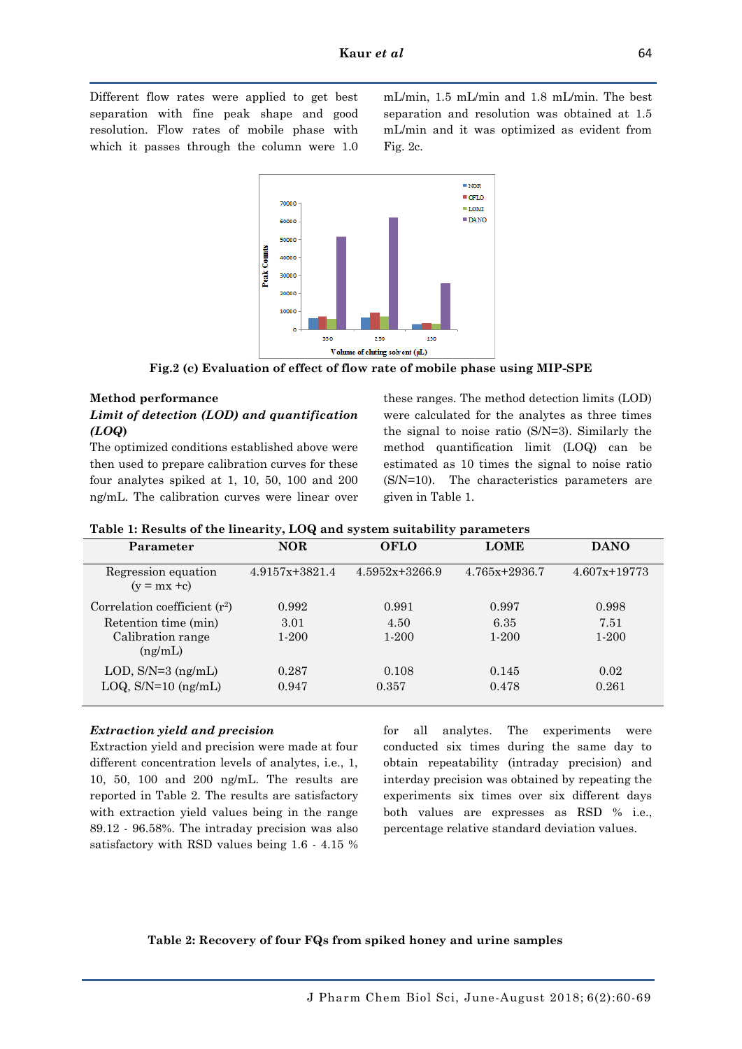Different flow rates were applied to get best separation with fine peak shape and good resolution. Flow rates of mobile phase with which it passes through the column were 1.0 mL/min, 1.5 mL/min and 1.8 mL/min. The best separation and resolution was obtained at 1.5 mL/min and it was optimized as evident from Fig. 2c.

**Fig.2 (c) Evaluation of effect of flow rate of mobile phase using MIP-SPE**

### Method performance

#### *Limit of detection (LOD) and quantification (LOQ)*

The optimized conditions established above were then used to prepare calibration curves for these four analytes spiked at 1, 10, 50, 100 and 200 ng/mL. The calibration curves were linear over these ranges. The method detection limits (LOD) were calculated for the analytes as three times the signal to noise ratio (S/N=3). Similarly the method quantification limit (LOQ) can be estimated as 10 times the signal to noise ratio (S/N=10). The characteristics parameters are given in Table 1.

**Table 1: Results of the linearity, LOQ and system suitability parameters**

| Parameter | NOR | OFLO | LOME | DANO |
|---|---|---|---|---|
| Regression equation ($y = mx + c$) | 4.9157x+3821.4 | 4.5952x+3266.9 | 4.765x+2936.7 | 4.607x+19773 |
| Correlation coefficient ($r^2$) | 0.992 | 0.991 | 0.997 | 0.998 |
| Retention time (min) | 3.01 | 4.50 | 6.35 | 7.51 |
| Calibration range (ng/mL) | 1-200 | 1-200 | 1-200 | 1-200 |
| LOD, S/N=3 (ng/mL) | 0.287 | 0.108 | 0.145 | 0.02 |
| LOQ, S/N=10 (ng/mL) | 0.947 | 0.357 | 0.478 | 0.261 |

#### *Extraction yield and precision*

Extraction yield and precision were made at four different concentration levels of analytes, i.e., 1, 10, 50, 100 and 200 ng/mL. The results are reported in Table 2. The results are satisfactory with extraction yield values being in the range 89.12 - 96.58%. The intraday precision was also satisfactory with RSD values being 1.6 - 4.15 % for all analytes. The experiments were conducted six times during the same day to obtain repeatability (intraday precision) and interday precision was obtained by repeating the experiments six times over six different days both values are expresses as RSD % i.e., percentage relative standard deviation values.

**Table 2: Recovery of four FQs from spiked honey and urine samples**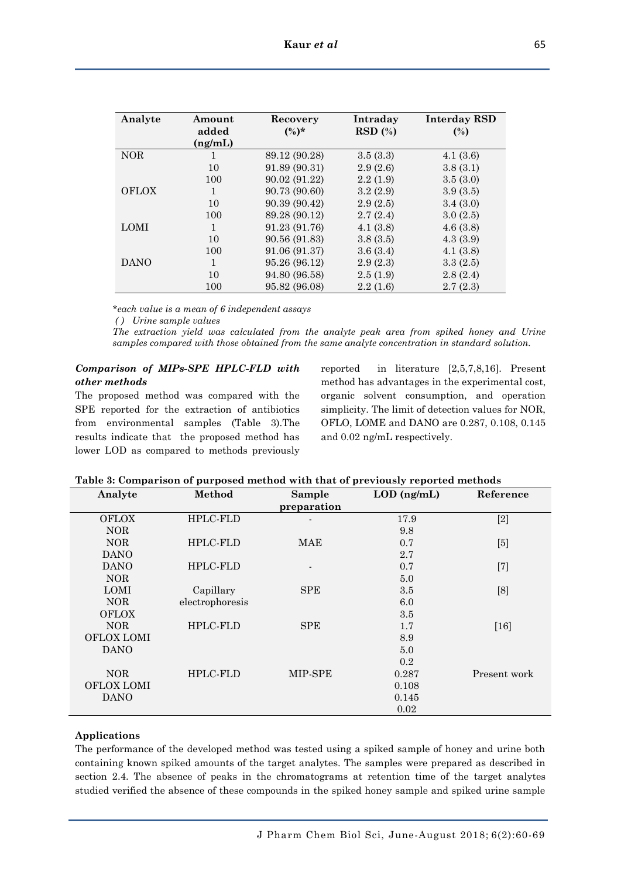| Analyte | Amount added (ng/mL) | Recovery (%)* | Intraday RSD (%) | Interday RSD (%) |
|---|---|---|---|---|
| NOR | 1 | 89.12 (90.28) | 3.5 (3.3) | 4.1 (3.6) |
| | 10 | 91.89 (90.31) | 2.9 (2.6) | 3.8 (3.1) |
| | 100 | 90.02 (91.22) | 2.2 (1.9) | 3.5 (3.0) |
| OFLOX | 1 | 90.73 (90.60) | 3.2 (2.9) | 3.9 (3.5) |
| | 10 | 90.39 (90.42) | 2.9 (2.5) | 3.4 (3.0) |
| | 100 | 89.28 (90.12) | 2.7 (2.4) | 3.0 (2.5) |
| LOMI | 1 | 91.23 (91.76) | 4.1 (3.8) | 4.6 (3.8) |
| | 10 | 90.56 (91.83) | 3.8 (3.5) | 4.3 (3.9) |
| | 100 | 91.06 (91.37) | 3.6 (3.4) | 4.1 (3.8) |
| DANO | 1 | 95.26 (96.12) | 2.9 (2.3) | 3.3 (2.5) |
| | 10 | 94.80 (96.58) | 2.5 (1.9) | 2.8 (2.4) |
| | 100 | 95.82 (96.08) | 2.2 (1.6) | 2.7 (2.3) |

*\*each value is a mean of 6 independent assays*

*( ) Urine sample values*

*The extraction yield was calculated from the analyte peak area from spiked honey and Urine samples compared with those obtained from the same analyte concentration in standard solution.*

### *Comparison of MIPs-SPE HPLC-FLD with other methods*

The proposed method was compared with the SPE reported for the extraction of antibiotics from environmental samples (Table 3).The results indicate that the proposed method has lower LOD as compared to methods previously reported in literature [2,5,7,8,16]. Present method has advantages in the experimental cost, organic solvent consumption, and operation simplicity. The limit of detection values for NOR, OFLO, LOME and DANO are 0.287, 0.108, 0.145 and 0.02 ng/mL respectively.

**Table 3: Comparison of purposed method with that of previously reported methods**

| Analyte | Method | Sample preparation | LOD (ng/mL) | Reference |
|---|---|---|---|---|
| OFLOX<br>NOR | HPLC-FLD | - | 17.9<br>9.8 | [2] |
| NOR<br>DANO | HPLC-FLD | MAE | 0.7<br>2.7 | [5] |
| DANO<br>NOR | HPLC-FLD | - | 0.7<br>5.0 | [7] |
| LOMI<br>NOR<br>OFLOX | Capillary electrophoresis | SPE | 3.5<br>6.0<br>3.5 | [8] |
| NOR<br>OFLOX LOMI<br>DANO | HPLC-FLD | SPE | 1.7<br>8.9<br>5.0<br>0.2 | [16] |
| NOR<br>OFLOX LOMI<br>DANO | HPLC-FLD | MIP-SPE | 0.287<br>0.108<br>0.145<br>0.02 | Present work |

### Applications

The performance of the developed method was tested using a spiked sample of honey and urine both containing known spiked amounts of the target analytes. The samples were prepared as described in section 2.4. The absence of peaks in the chromatograms at retention time of the target analytes studied verified the absence of these compounds in the spiked honey sample and spiked urine sample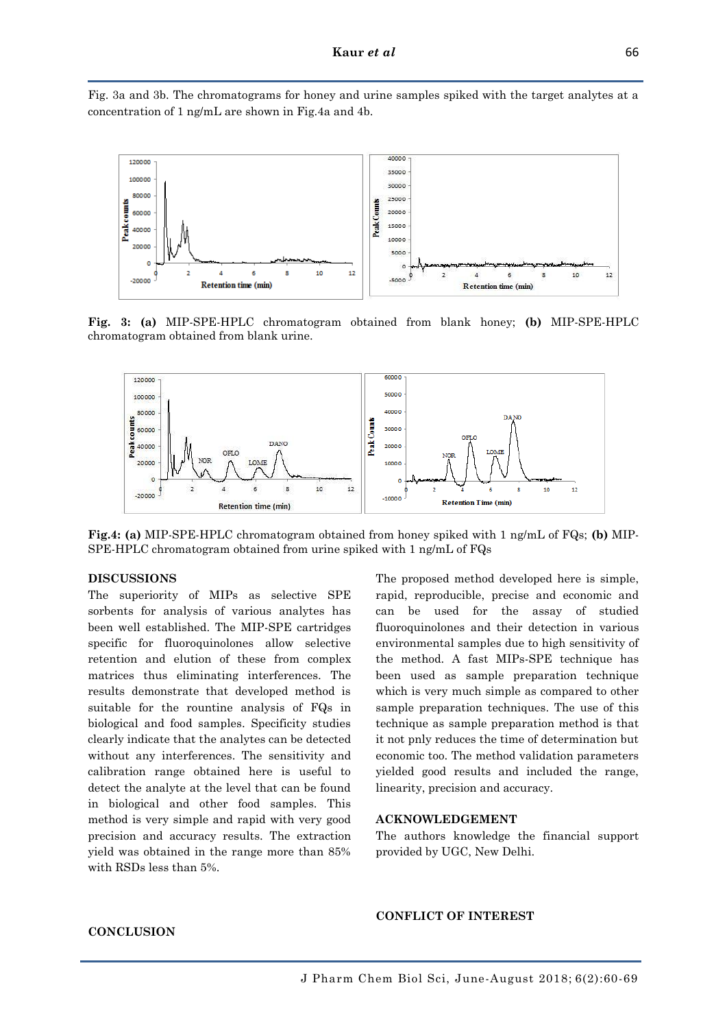Fig. 3a and 3b. The chromatograms for honey and urine samples spiked with the target analytes at a concentration of 1 ng/mL are shown in Fig.4a and 4b.

**Fig. 3: (a)** MIP-SPE-HPLC chromatogram obtained from blank honey; **(b)** MIP-SPE-HPLC chromatogram obtained from blank urine.

**Fig.4: (a)** MIP-SPE-HPLC chromatogram obtained from honey spiked with 1 ng/mL of FQs; **(b)** MIP-SPE-HPLC chromatogram obtained from urine spiked with 1 ng/mL of FQs

## DISCUSSIONS

The superiority of MIPs as selective SPE sorbents for analysis of various analytes has been well established. The MIP-SPE cartridges specific for fluoroquinolones allow selective retention and elution of these from complex matrices thus eliminating interferences. The results demonstrate that developed method is suitable for the rountine analysis of FQs in biological and food samples. Specificity studies clearly indicate that the analytes can be detected without any interferences. The sensitivity and calibration range obtained here is useful to detect the analyte at the level that can be found in biological and other food samples. This method is very simple and rapid with very good precision and accuracy results. The extraction yield was obtained in the range more than 85% with RSDs less than 5%.

## CONCLUSION

The proposed method developed here is simple, rapid, reproducible, precise and economic and can be used for the assay of studied fluoroquinolones and their detection in various environmental samples due to high sensitivity of the method. A fast MIPs-SPE technique has been used as sample preparation technique which is very much simple as compared to other sample preparation techniques. The use of this technique as sample preparation method is that it not pnly reduces the time of determination but economic too. The method validation parameters yielded good results and included the range, linearity, precision and accuracy.

## ACKNOWLEDGEMENT

The authors knowledge the financial support provided by UGC, New Delhi.

## CONFLICT OF INTEREST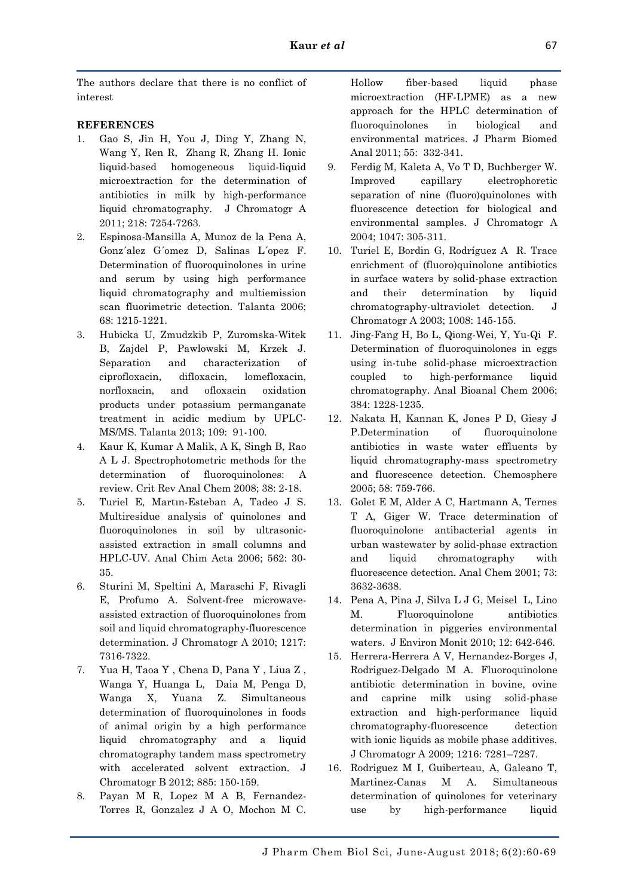The authors declare that there is no conflict of interest

**REFERENCES**

1. Gao S, Jin H, You J, Ding Y, Zhang N, Wang Y, Ren R, Zhang R, Zhang H. Ionic liquid-based homogeneous liquid-liquid microextraction for the determination of antibiotics in milk by high-performance liquid chromatography. J Chromatogr A 2011; 218: 7254-7263.
2. Espinosa-Mansilla A, Munoz de la Pena A, Gonz´alez G´omez D, Salinas L´opez F. Determination of fluoroquinolones in urine and serum by using high performance liquid chromatography and multiemission scan fluorimetric detection. Talanta 2006; 68: 1215-1221.
3. Hubicka U, Zmudzkib P, Zuromska-Witek B, Zajdel P, Pawlowski M, Krzek J. Separation and characterization of ciprofloxacin, difloxacin, lomefloxacin, norfloxacin, and ofloxacin oxidation products under potassium permanganate treatment in acidic medium by UPLC-MS/MS. Talanta 2013; 109: 91-100.
4. Kaur K, Kumar A Malik, A K, Singh B, Rao A L J. Spectrophotometric methods for the determination of fluoroquinolones: A review. Crit Rev Anal Chem 2008; 38: 2-18.
5. Turiel E, Martın-Esteban A, Tadeo J S. Multiresidue analysis of quinolones and fluoroquinolones in soil by ultrasonic-assisted extraction in small columns and HPLC-UV. Anal Chim Acta 2006; 562: 30-35.
6. Sturini M, Speltini A, Maraschi F, Rivagli E, Profumo A. Solvent-free microwave-assisted extraction of fluoroquinolones from soil and liquid chromatography-fluorescence determination. J Chromatogr A 2010; 1217: 7316-7322.
7. Yua H, Taoa Y , Chena D, Pana Y , Liua Z , Wanga Y, Huanga L, Daia M, Penga D, Wanga X, Yuana Z. Simultaneous determination of fluoroquinolones in foods of animal origin by a high performance liquid chromatography and a liquid chromatography tandem mass spectrometry with accelerated solvent extraction. J Chromatogr B 2012; 885: 150-159.
8. Payan M R, Lopez M A B, Fernandez-Torres R, Gonzalez J A O, Mochon M C. Hollow fiber-based liquid phase microextraction (HF-LPME) as a new approach for the HPLC determination of fluoroquinolones in biological and environmental matrices. J Pharm Biomed Anal 2011; 55: 332-341.
9. Ferdig M, Kaleta A, Vo T D, Buchberger W. Improved capillary electrophoretic separation of nine (fluoro)quinolones with fluorescence detection for biological and environmental samples. J Chromatogr A 2004; 1047: 305-311.
10. Turiel E, Bordin G, Rodríguez A R. Trace enrichment of (fluoro)quinolone antibiotics in surface waters by solid-phase extraction and their determination by liquid chromatography-ultraviolet detection. J Chromatogr A 2003; 1008: 145-155.
11. Jing-Fang H, Bo L, Qiong-Wei, Y, Yu-Qi F. Determination of fluoroquinolones in eggs using in-tube solid-phase microextraction coupled to high-performance liquid chromatography. Anal Bioanal Chem 2006; 384: 1228-1235.
12. Nakata H, Kannan K, Jones P D, Giesy J P.Determination of fluoroquinolone antibiotics in waste water effluents by liquid chromatography-mass spectrometry and fluorescence detection. Chemosphere 2005; 58: 759-766.
13. Golet E M, Alder A C, Hartmann A, Ternes T A, Giger W. Trace determination of fluoroquinolone antibacterial agents in urban wastewater by solid-phase extraction and liquid chromatography with fluorescence detection. Anal Chem 2001; 73: 3632-3638.
14. Pena A, Pina J, Silva L J G, Meisel L, Lino M. Fluoroquinolone antibiotics determination in piggeries environmental waters. J Environ Monit 2010; 12: 642-646.
15. Herrera-Herrera A V, Hernandez-Borges J, Rodriguez-Delgado M A. Fluoroquinolone antibiotic determination in bovine, ovine and caprine milk using solid-phase extraction and high-performance liquid chromatography-fluorescence detection with ionic liquids as mobile phase additives. J Chromatogr A 2009; 1216: 7281–7287.
16. Rodriguez M I, Guiberteau, A, Galeano T, Martinez-Canas M A. Simultaneous determination of quinolones for veterinary use by high-performance liquid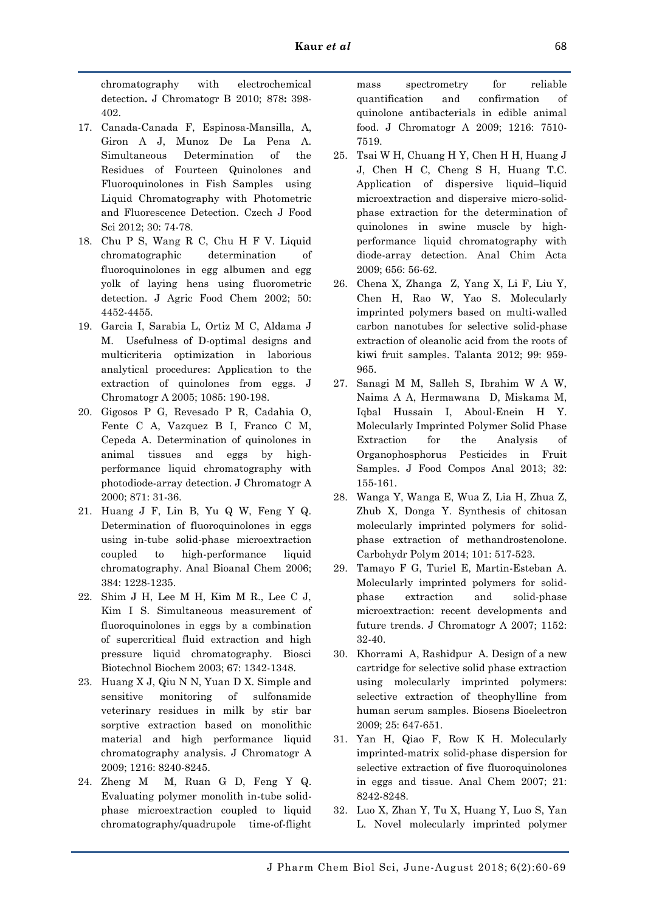chromatography with electrochemical detection**.** J Chromatogr B 2010; 878**:** 398-402.

17. Canada-Canada F, Espinosa-Mansilla, A, Giron A J, Munoz De La Pena A. Simultaneous Determination of the Residues of Fourteen Quinolones and Fluoroquinolones in Fish Samples using Liquid Chromatography with Photometric and Fluorescence Detection. Czech J Food Sci 2012; 30: 74-78.
18. Chu P S, Wang R C, Chu H F V. Liquid chromatographic determination of fluoroquinolones in egg albumen and egg yolk of laying hens using fluorometric detection. J Agric Food Chem 2002; 50: 4452-4455.
19. Garcia I, Sarabia L, Ortiz M C, Aldama J M. Usefulness of D-optimal designs and multicriteria optimization in laborious analytical procedures: Application to the extraction of quinolones from eggs. J Chromatogr A 2005; 1085: 190-198.
20. Gigosos P G, Revesado P R, Cadahia O, Fente C A, Vazquez B I, Franco C M, Cepeda A. Determination of quinolones in animal tissues and eggs by high-performance liquid chromatography with photodiode-array detection. J Chromatogr A 2000; 871: 31-36.
21. Huang J F, Lin B, Yu Q W, Feng Y Q. Determination of fluoroquinolones in eggs using in-tube solid-phase microextraction coupled to high-performance liquid chromatography. Anal Bioanal Chem 2006; 384: 1228-1235.
22. Shim J H, Lee M H, Kim M R., Lee C J, Kim I S. Simultaneous measurement of fluoroquinolones in eggs by a combination of supercritical fluid extraction and high pressure liquid chromatography. Biosci Biotechnol Biochem 2003; 67: 1342-1348.
23. Huang X J, Qiu N N, Yuan D X. Simple and sensitive monitoring of sulfonamide veterinary residues in milk by stir bar sorptive extraction based on monolithic material and high performance liquid chromatography analysis. J Chromatogr A 2009; 1216: 8240-8245.
24. Zheng M M, Ruan G D, Feng Y Q. Evaluating polymer monolith in-tube solid-phase microextraction coupled to liquid chromatography/quadrupole time-of-flight mass spectrometry for reliable quantification and confirmation of quinolone antibacterials in edible animal food. J Chromatogr A 2009; 1216: 7510-7519.
25. Tsai W H, Chuang H Y, Chen H H, Huang J J, Chen H C, Cheng S H, Huang T.C. Application of dispersive liquid–liquid microextraction and dispersive micro-solid-phase extraction for the determination of quinolones in swine muscle by high-performance liquid chromatography with diode-array detection. Anal Chim Acta 2009; 656: 56-62.
26. Chena X, Zhanga Z, Yang X, Li F, Liu Y, Chen H, Rao W, Yao S. Molecularly imprinted polymers based on multi-walled carbon nanotubes for selective solid-phase extraction of oleanolic acid from the roots of kiwi fruit samples. Talanta 2012; 99: 959-965.
27. Sanagi M M, Salleh S, Ibrahim W A W, Naima A A, Hermawana D, Miskama M, Iqbal Hussain I, Aboul-Enein H Y. Molecularly Imprinted Polymer Solid Phase Extraction for the Analysis of Organophosphorus Pesticides in Fruit Samples. J Food Compos Anal 2013; 32: 155-161.
28. Wanga Y, Wanga E, Wua Z, Lia H, Zhua Z, Zhub X, Donga Y. Synthesis of chitosan molecularly imprinted polymers for solid-phase extraction of methandrostenolone. Carbohydr Polym 2014; 101: 517-523.
29. Tamayo F G, Turiel E, Martin-Esteban A. Molecularly imprinted polymers for solid-phase extraction and solid-phase microextraction: recent developments and future trends. J Chromatogr A 2007; 1152: 32-40.
30. Khorrami A, Rashidpur A. Design of a new cartridge for selective solid phase extraction using molecularly imprinted polymers: selective extraction of theophylline from human serum samples. Biosens Bioelectron 2009; 25: 647-651.
31. Yan H, Qiao F, Row K H. Molecularly imprinted-matrix solid-phase dispersion for selective extraction of five fluoroquinolones in eggs and tissue. Anal Chem 2007; 21: 8242-8248.
32. Luo X, Zhan Y, Tu X, Huang Y, Luo S, Yan L. Novel molecularly imprinted polymer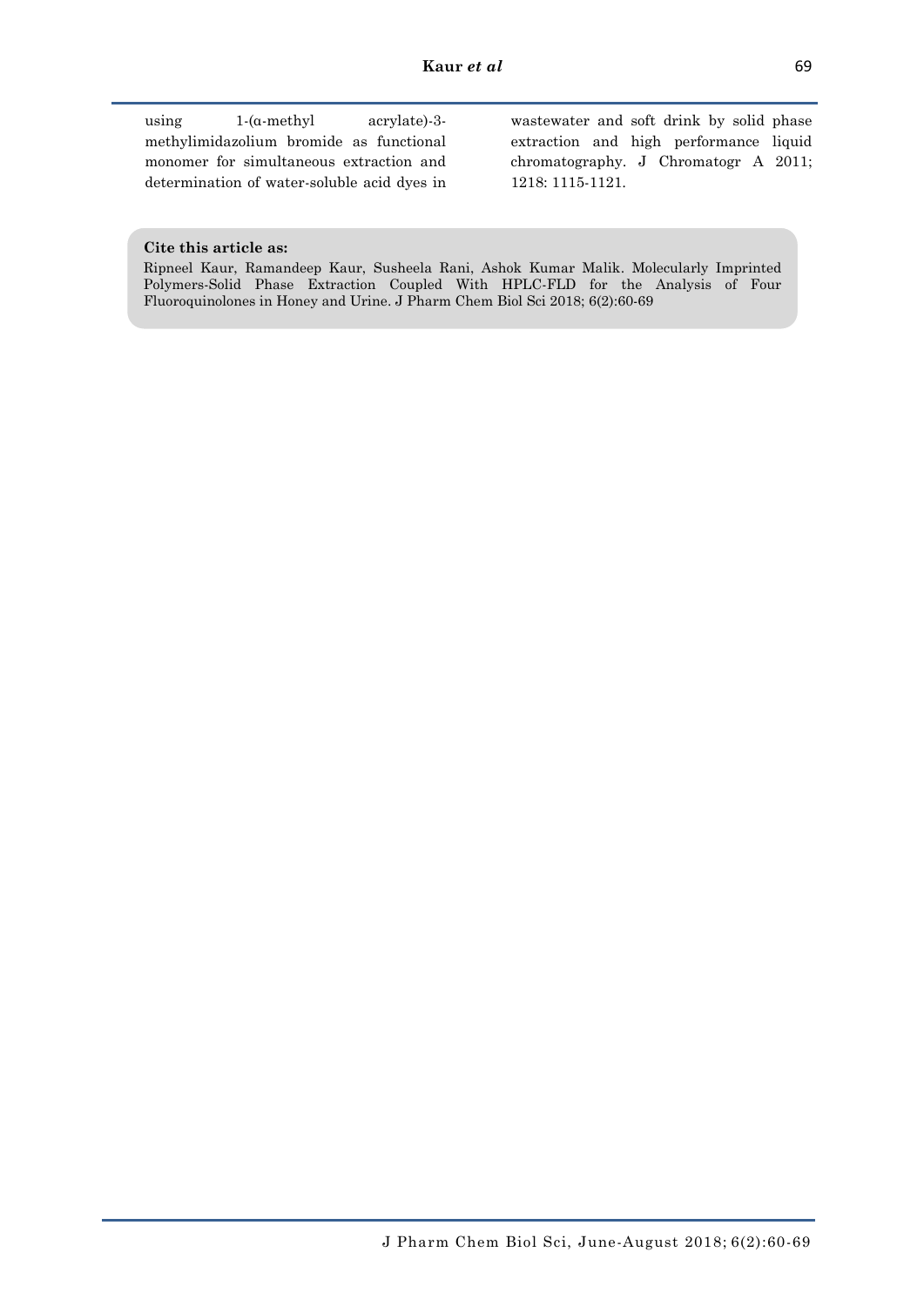using 1-(α-methyl acrylate)-3-methylimidazolium bromide as functional monomer for simultaneous extraction and determination of water-soluble acid dyes in wastewater and soft drink by solid phase extraction and high performance liquid chromatography. J Chromatogr A 2011; 1218: 1115-1121.

**Cite this article as:**

Ripneel Kaur, Ramandeep Kaur, Susheela Rani, Ashok Kumar Malik. Molecularly Imprinted Polymers-Solid Phase Extraction Coupled With HPLC-FLD for the Analysis of Four Fluoroquinolones in Honey and Urine. J Pharm Chem Biol Sci 2018; 6(2):60-69